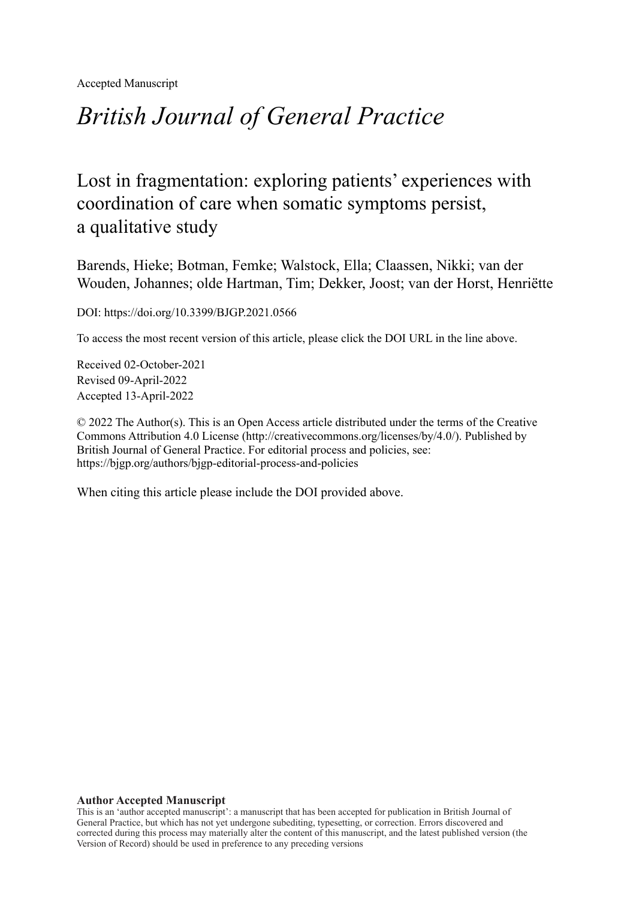Accepted Manuscript

# *British Journal of General Practice*

## Lost in fragmentation: exploring patients' experiences with coordination of care when somatic symptoms persist, a qualitative study

Barends, Hieke; Botman, Femke; Walstock, Ella; Claassen, Nikki; van der Wouden, Johannes; olde Hartman, Tim; Dekker, Joost; van der Horst, Henriëtte

DOI: https://doi.org/10.3399/BJGP.2021.0566

To access the most recent version of this article, please click the DOI URL in the line above.

Received 02-October-2021
Revised 09-April-2022
Accepted 13-April-2022

© 2022 The Author(s). This is an Open Access article distributed under the terms of the Creative Commons Attribution 4.0 License (http://creativecommons.org/licenses/by/4.0/). Published by British Journal of General Practice. For editorial process and policies, see: https://bjgp.org/authors/bjgp-editorial-process-and-policies

When citing this article please include the DOI provided above.

**Author Accepted Manuscript**

This is an 'author accepted manuscript': a manuscript that has been accepted for publication in British Journal of General Practice, but which has not yet undergone subediting, typesetting, or correction. Errors discovered and corrected during this process may materially alter the content of this manuscript, and the latest published version (the Version of Record) should be used in preference to any preceding versions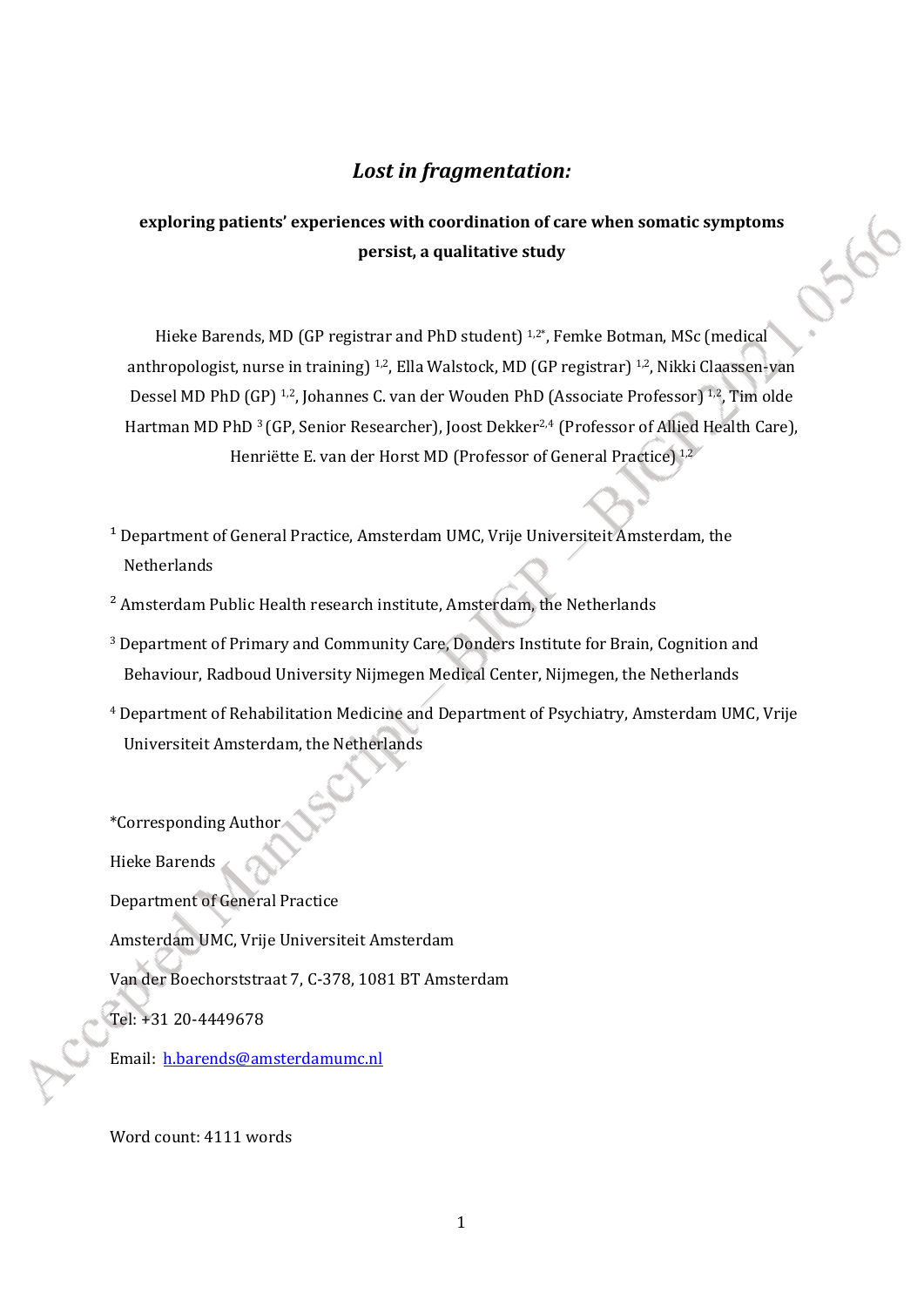# *Lost in fragmentation:*

## exploring patients' experiences with coordination of care when somatic symptoms persist, a qualitative study

Hieke Barends, MD (GP registrar and PhD student) [1,2*], Femke Botman, MSc (medical anthropologist, nurse in training) [1,2], Ella Walstock, MD (GP registrar) [1,2], Nikki Claassen-van Dessel MD PhD (GP) [1,2], Johannes C. van der Wouden PhD (Associate Professor) [1,2], Tim olde Hartman MD PhD [3] (GP, Senior Researcher), Joost Dekker[2,4] (Professor of Allied Health Care), Henriëtte E. van der Horst MD (Professor of General Practice) [1,2]

[1] Department of General Practice, Amsterdam UMC, Vrije Universiteit Amsterdam, the Netherlands

[2] Amsterdam Public Health research institute, Amsterdam, the Netherlands

[3] Department of Primary and Community Care, Donders Institute for Brain, Cognition and Behaviour, Radboud University Nijmegen Medical Center, Nijmegen, the Netherlands

[4] Department of Rehabilitation Medicine and Department of Psychiatry, Amsterdam UMC, Vrije Universiteit Amsterdam, the Netherlands

*Corresponding Author

Hieke Barends

Department of General Practice

Amsterdam UMC, Vrije Universiteit Amsterdam

Van der Boechorststraat 7, C-378, 1081 BT Amsterdam

Tel: +31 20-4449678

Email: h.barends@amsterdamumc.nl

Word count: 4111 words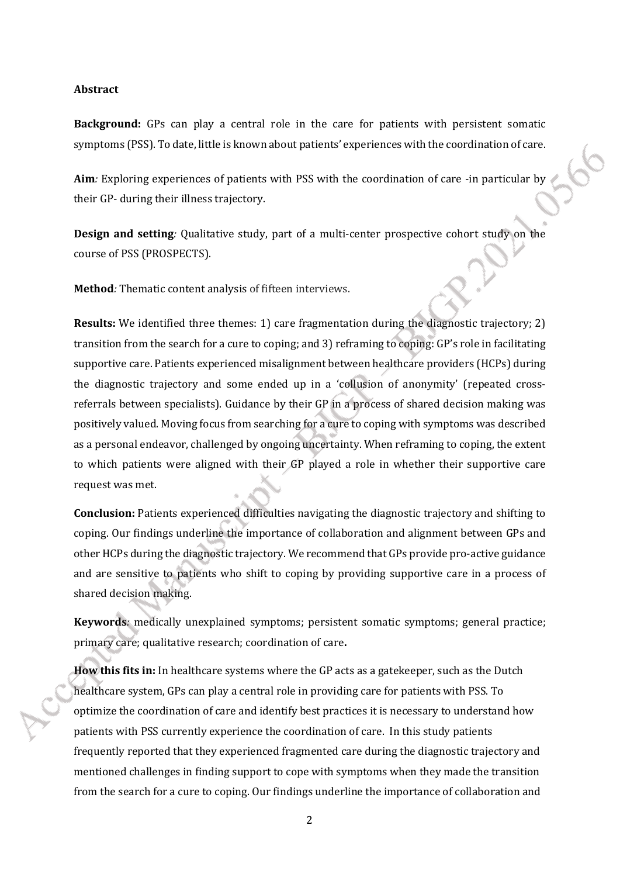**Abstract**

**Background:** GPs can play a central role in the care for patients with persistent somatic symptoms (PSS). To date, little is known about patients' experiences with the coordination of care.

**Aim***:* Exploring experiences of patients with PSS with the coordination of care -in particular by their GP- during their illness trajectory.

**Design and setting***:* Qualitative study, part of a multi-center prospective cohort study on the course of PSS (PROSPECTS).

**Method***:* Thematic content analysis of fifteen interviews.

**Results:** We identified three themes: 1) care fragmentation during the diagnostic trajectory; 2) transition from the search for a cure to coping; and 3) reframing to coping: GP's role in facilitating supportive care. Patients experienced misalignment between healthcare providers (HCPs) during the diagnostic trajectory and some ended up in a 'collusion of anonymity' (repeated cross-referrals between specialists). Guidance by their GP in a process of shared decision making was positively valued. Moving focus from searching for a cure to coping with symptoms was described as a personal endeavor, challenged by ongoing uncertainty. When reframing to coping, the extent to which patients were aligned with their GP played a role in whether their supportive care request was met.

**Conclusion:** Patients experienced difficulties navigating the diagnostic trajectory and shifting to coping. Our findings underline the importance of collaboration and alignment between GPs and other HCPs during the diagnostic trajectory. We recommend that GPs provide pro-active guidance and are sensitive to patients who shift to coping by providing supportive care in a process of shared decision making.

**Keywords***:* medically unexplained symptoms; persistent somatic symptoms; general practice; primary care; qualitative research; coordination of care**.**

**How this fits in:** In healthcare systems where the GP acts as a gatekeeper, such as the Dutch healthcare system, GPs can play a central role in providing care for patients with PSS. To optimize the coordination of care and identify best practices it is necessary to understand how patients with PSS currently experience the coordination of care. In this study patients frequently reported that they experienced fragmented care during the diagnostic trajectory and mentioned challenges in finding support to cope with symptoms when they made the transition from the search for a cure to coping. Our findings underline the importance of collaboration and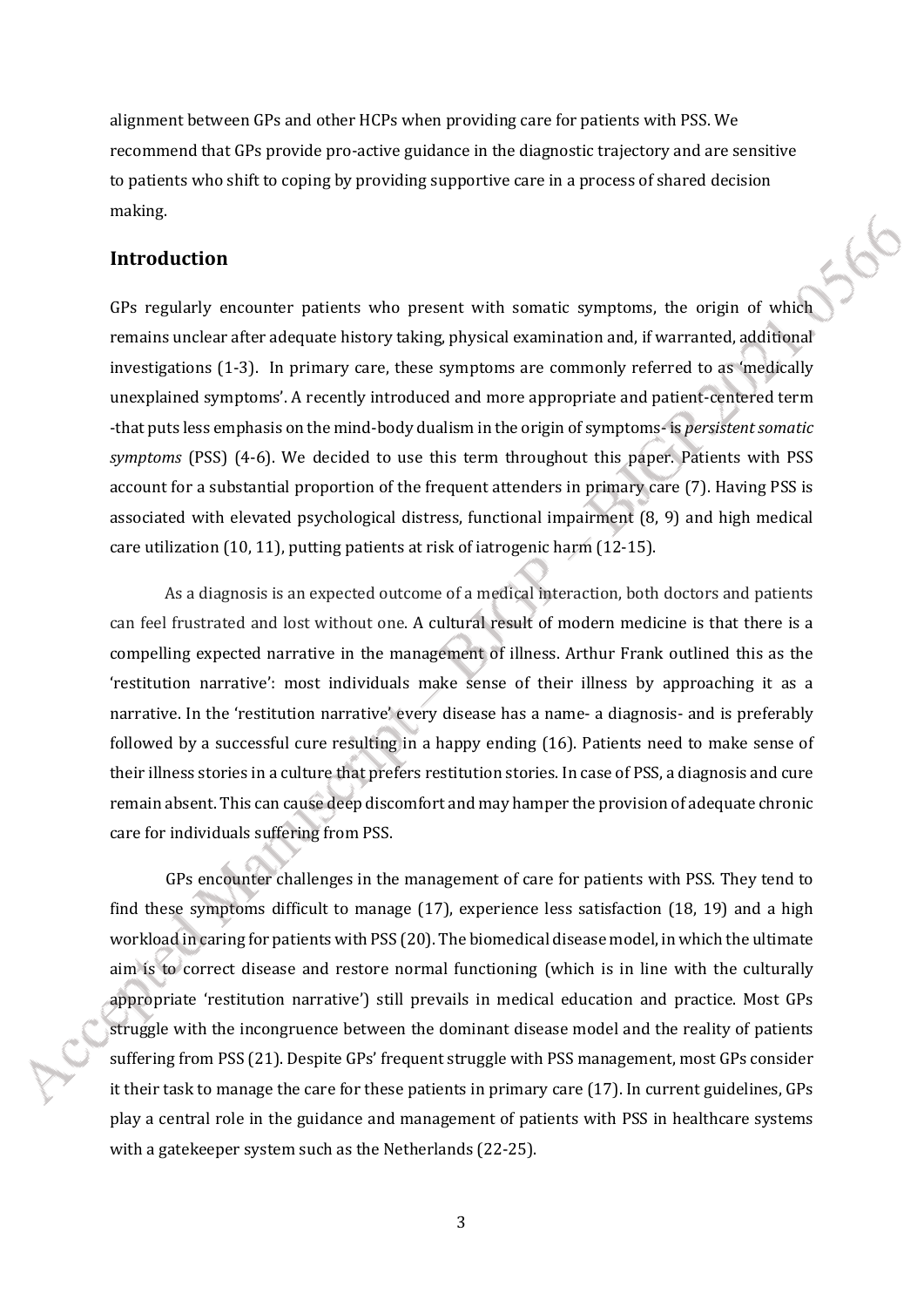alignment between GPs and other HCPs when providing care for patients with PSS. We recommend that GPs provide pro-active guidance in the diagnostic trajectory and are sensitive to patients who shift to coping by providing supportive care in a process of shared decision making.

## Introduction

GPs regularly encounter patients who present with somatic symptoms, the origin of which remains unclear after adequate history taking, physical examination and, if warranted, additional investigations (1-3). In primary care, these symptoms are commonly referred to as 'medically unexplained symptoms'. A recently introduced and more appropriate and patient-centered term -that puts less emphasis on the mind-body dualism in the origin of symptoms- is *persistent somatic symptoms* (PSS) (4-6). We decided to use this term throughout this paper. Patients with PSS account for a substantial proportion of the frequent attenders in primary care (7). Having PSS is associated with elevated psychological distress, functional impairment (8, 9) and high medical care utilization (10, 11), putting patients at risk of iatrogenic harm (12-15).

As a diagnosis is an expected outcome of a medical interaction, both doctors and patients can feel frustrated and lost without one. A cultural result of modern medicine is that there is a compelling expected narrative in the management of illness. Arthur Frank outlined this as the 'restitution narrative': most individuals make sense of their illness by approaching it as a narrative. In the 'restitution narrative' every disease has a name- a diagnosis- and is preferably followed by a successful cure resulting in a happy ending (16). Patients need to make sense of their illness stories in a culture that prefers restitution stories. In case of PSS, a diagnosis and cure remain absent. This can cause deep discomfort and may hamper the provision of adequate chronic care for individuals suffering from PSS.

GPs encounter challenges in the management of care for patients with PSS. They tend to find these symptoms difficult to manage (17), experience less satisfaction (18, 19) and a high workload in caring for patients with PSS (20). The biomedical disease model, in which the ultimate aim is to correct disease and restore normal functioning (which is in line with the culturally appropriate 'restitution narrative') still prevails in medical education and practice. Most GPs struggle with the incongruence between the dominant disease model and the reality of patients suffering from PSS (21). Despite GPs' frequent struggle with PSS management, most GPs consider it their task to manage the care for these patients in primary care (17). In current guidelines, GPs play a central role in the guidance and management of patients with PSS in healthcare systems with a gatekeeper system such as the Netherlands (22-25).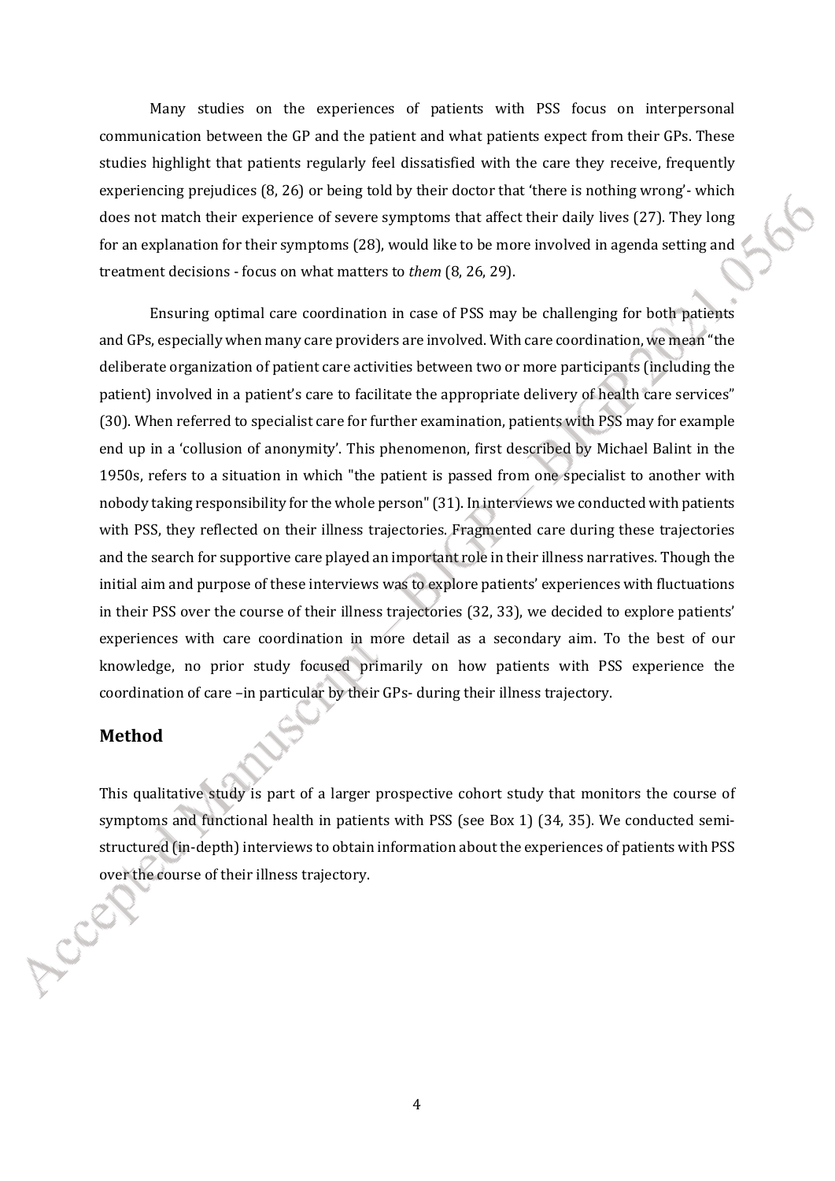Many studies on the experiences of patients with PSS focus on interpersonal communication between the GP and the patient and what patients expect from their GPs. These studies highlight that patients regularly feel dissatisfied with the care they receive, frequently experiencing prejudices (8, 26) or being told by their doctor that 'there is nothing wrong'- which does not match their experience of severe symptoms that affect their daily lives (27). They long for an explanation for their symptoms (28), would like to be more involved in agenda setting and treatment decisions - focus on what matters to *them* (8, 26, 29).

Ensuring optimal care coordination in case of PSS may be challenging for both patients and GPs, especially when many care providers are involved. With care coordination, we mean "the deliberate organization of patient care activities between two or more participants (including the patient) involved in a patient's care to facilitate the appropriate delivery of health care services" (30). When referred to specialist care for further examination, patients with PSS may for example end up in a 'collusion of anonymity'. This phenomenon, first described by Michael Balint in the 1950s, refers to a situation in which "the patient is passed from one specialist to another with nobody taking responsibility for the whole person" (31). In interviews we conducted with patients with PSS, they reflected on their illness trajectories. Fragmented care during these trajectories and the search for supportive care played an important role in their illness narratives. Though the initial aim and purpose of these interviews was to explore patients' experiences with fluctuations in their PSS over the course of their illness trajectories (32, 33), we decided to explore patients' experiences with care coordination in more detail as a secondary aim. To the best of our knowledge, no prior study focused primarily on how patients with PSS experience the coordination of care –in particular by their GPs- during their illness trajectory.

## Method

This qualitative study is part of a larger prospective cohort study that monitors the course of symptoms and functional health in patients with PSS (see Box 1) (34, 35). We conducted semi-structured (in-depth) interviews to obtain information about the experiences of patients with PSS over the course of their illness trajectory.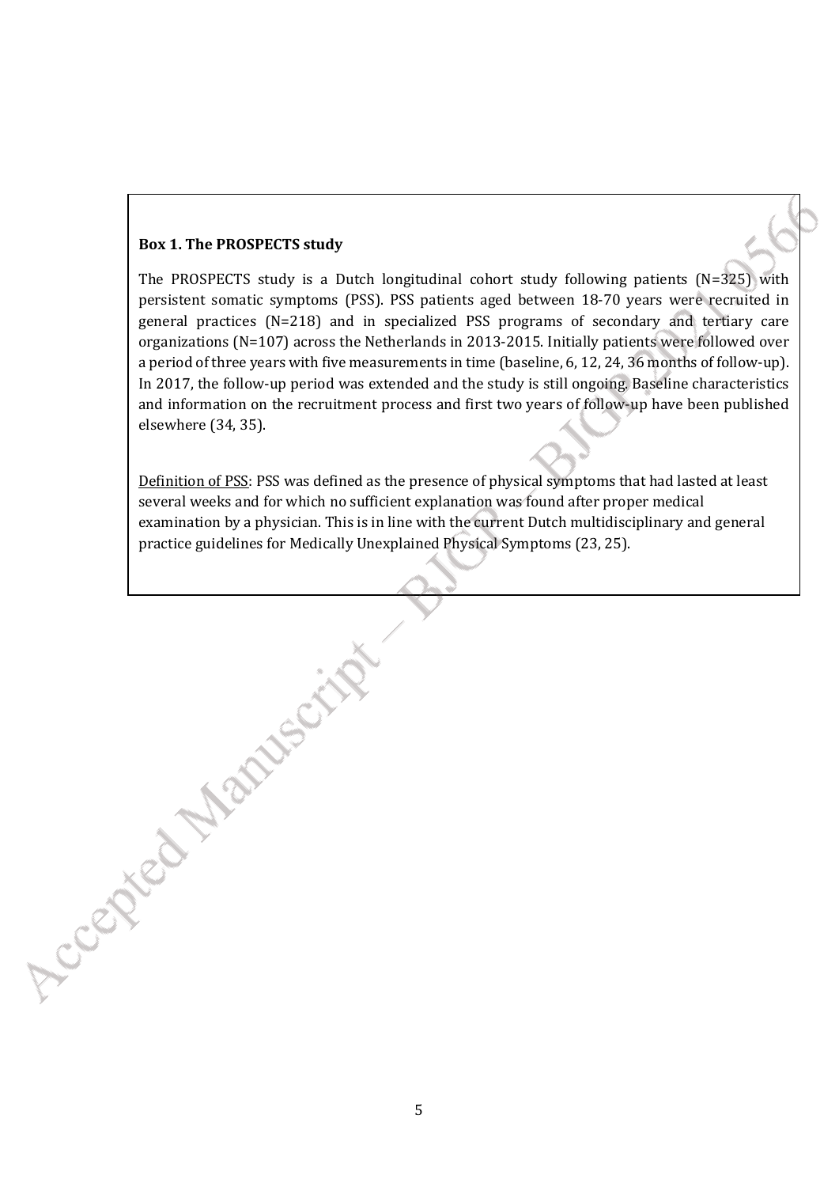**Box 1. The PROSPECTS study**

The PROSPECTS study is a Dutch longitudinal cohort study following patients (N=325) with persistent somatic symptoms (PSS). PSS patients aged between 18-70 years were recruited in general practices (N=218) and in specialized PSS programs of secondary and tertiary care organizations (N=107) across the Netherlands in 2013-2015. Initially patients were followed over a period of three years with five measurements in time (baseline, 6, 12, 24, 36 months of follow-up). In 2017, the follow-up period was extended and the study is still ongoing. Baseline characteristics and information on the recruitment process and first two years of follow-up have been published elsewhere (34, 35).

Definition of PSS: PSS was defined as the presence of physical symptoms that had lasted at least several weeks and for which no sufficient explanation was found after proper medical examination by a physician. This is in line with the current Dutch multidisciplinary and general practice guidelines for Medically Unexplained Physical Symptoms (23, 25).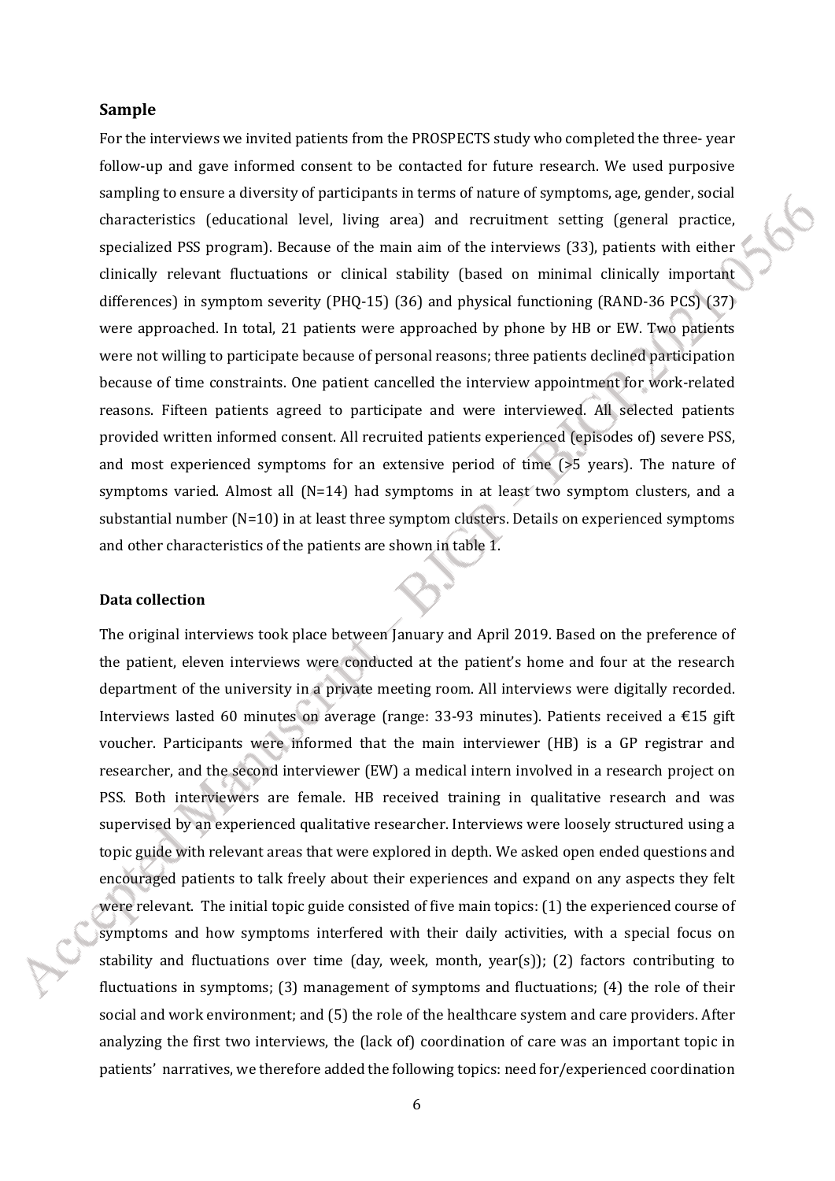## Sample

For the interviews we invited patients from the PROSPECTS study who completed the three- year follow-up and gave informed consent to be contacted for future research. We used purposive sampling to ensure a diversity of participants in terms of nature of symptoms, age, gender, social characteristics (educational level, living area) and recruitment setting (general practice, specialized PSS program). Because of the main aim of the interviews (33), patients with either clinically relevant fluctuations or clinical stability (based on minimal clinically important differences) in symptom severity (PHQ-15) (36) and physical functioning (RAND-36 PCS) (37) were approached. In total, 21 patients were approached by phone by HB or EW. Two patients were not willing to participate because of personal reasons; three patients declined participation because of time constraints. One patient cancelled the interview appointment for work-related reasons. Fifteen patients agreed to participate and were interviewed. All selected patients provided written informed consent. All recruited patients experienced (episodes of) severe PSS, and most experienced symptoms for an extensive period of time (>5 years). The nature of symptoms varied. Almost all (N=14) had symptoms in at least two symptom clusters, and a substantial number (N=10) in at least three symptom clusters. Details on experienced symptoms and other characteristics of the patients are shown in table 1.

## Data collection

The original interviews took place between January and April 2019. Based on the preference of the patient, eleven interviews were conducted at the patient's home and four at the research department of the university in a private meeting room. All interviews were digitally recorded. Interviews lasted 60 minutes on average (range: 33-93 minutes). Patients received a €15 gift voucher. Participants were informed that the main interviewer (HB) is a GP registrar and researcher, and the second interviewer (EW) a medical intern involved in a research project on PSS. Both interviewers are female. HB received training in qualitative research and was supervised by an experienced qualitative researcher. Interviews were loosely structured using a topic guide with relevant areas that were explored in depth. We asked open ended questions and encouraged patients to talk freely about their experiences and expand on any aspects they felt were relevant. The initial topic guide consisted of five main topics: (1) the experienced course of symptoms and how symptoms interfered with their daily activities, with a special focus on stability and fluctuations over time (day, week, month, year(s)); (2) factors contributing to fluctuations in symptoms; (3) management of symptoms and fluctuations; (4) the role of their social and work environment; and (5) the role of the healthcare system and care providers. After analyzing the first two interviews, the (lack of) coordination of care was an important topic in patients' narratives, we therefore added the following topics: need for/experienced coordination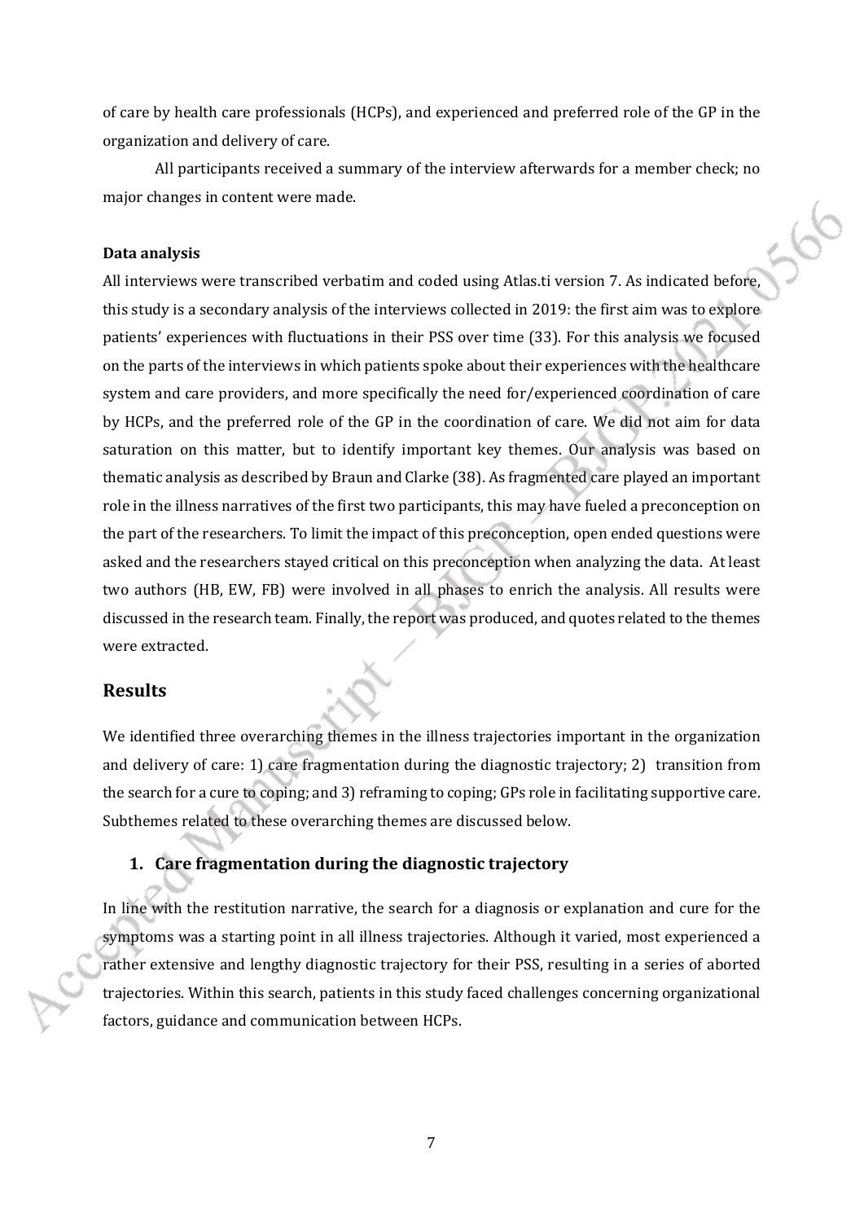of care by health care professionals (HCPs), and experienced and preferred role of the GP in the organization and delivery of care.

All participants received a summary of the interview afterwards for a member check; no major changes in content were made.

**Data analysis**

All interviews were transcribed verbatim and coded using Atlas.ti version 7. As indicated before, this study is a secondary analysis of the interviews collected in 2019: the first aim was to explore patients' experiences with fluctuations in their PSS over time (33). For this analysis we focused on the parts of the interviews in which patients spoke about their experiences with the healthcare system and care providers, and more specifically the need for/experienced coordination of care by HCPs, and the preferred role of the GP in the coordination of care. We did not aim for data saturation on this matter, but to identify important key themes. Our analysis was based on thematic analysis as described by Braun and Clarke (38). As fragmented care played an important role in the illness narratives of the first two participants, this may have fueled a preconception on the part of the researchers. To limit the impact of this preconception, open ended questions were asked and the researchers stayed critical on this preconception when analyzing the data. At least two authors (HB, EW, FB) were involved in all phases to enrich the analysis. All results were discussed in the research team. Finally, the report was produced, and quotes related to the themes were extracted.

## Results

We identified three overarching themes in the illness trajectories important in the organization and delivery of care: 1) care fragmentation during the diagnostic trajectory; 2) transition from the search for a cure to coping; and 3) reframing to coping; GPs role in facilitating supportive care. Subthemes related to these overarching themes are discussed below.

### 1. Care fragmentation during the diagnostic trajectory

In line with the restitution narrative, the search for a diagnosis or explanation and cure for the symptoms was a starting point in all illness trajectories. Although it varied, most experienced a rather extensive and lengthy diagnostic trajectory for their PSS, resulting in a series of aborted trajectories. Within this search, patients in this study faced challenges concerning organizational factors, guidance and communication between HCPs.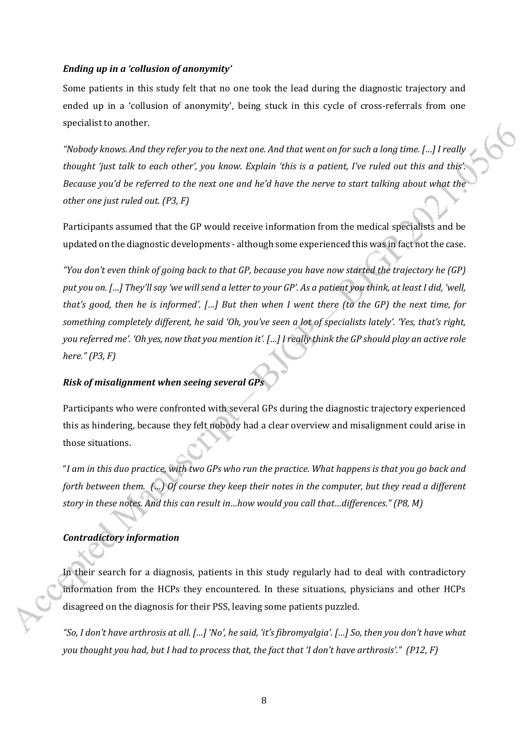### *Ending up in a 'collusion of anonymity'*

Some patients in this study felt that no one took the lead during the diagnostic trajectory and ended up in a 'collusion of anonymity', being stuck in this cycle of cross-referrals from one specialist to another.

*"Nobody knows. And they refer you to the next one. And that went on for such a long time. […] I really thought 'just talk to each other', you know. Explain 'this is a patient, I've ruled out this and this'. Because you'd be referred to the next one and he'd have the nerve to start talking about what the other one just ruled out. (P3, F)*

Participants assumed that the GP would receive information from the medical specialists and be updated on the diagnostic developments - although some experienced this was in fact not the case.

*"You don't even think of going back to that GP, because you have now started the trajectory he (GP) put you on. […] They'll say 'we will send a letter to your GP'. As a patient you think, at least I did, 'well, that's good, then he is informed'. […] But then when I went there (to the GP) the next time, for something completely different, he said 'Oh, you've seen a lot of specialists lately'. 'Yes, that's right, you referred me'. 'Oh yes, now that you mention it'. […] I really think the GP should play an active role here." (P3, F)*

### *Risk of misalignment when seeing several GPs*

Participants who were confronted with several GPs during the diagnostic trajectory experienced this as hindering, because they felt nobody had a clear overview and misalignment could arise in those situations.

"*I am in this duo practice, with two GPs who run the practice. What happens is that you go back and forth between them. (…) Of course they keep their notes in the computer, but they read a different story in these notes. And this can result in…how would you call that…differences." (P8, M)*

### *Contradictory information*

In their search for a diagnosis, patients in this study regularly had to deal with contradictory information from the HCPs they encountered. In these situations, physicians and other HCPs disagreed on the diagnosis for their PSS, leaving some patients puzzled.

*"So, I don't have arthrosis at all. […] 'No', he said, 'it's fibromyalgia'. […] So, then you don't have what you thought you had, but I had to process that, the fact that 'I don't have arthrosis'." (P12, F)*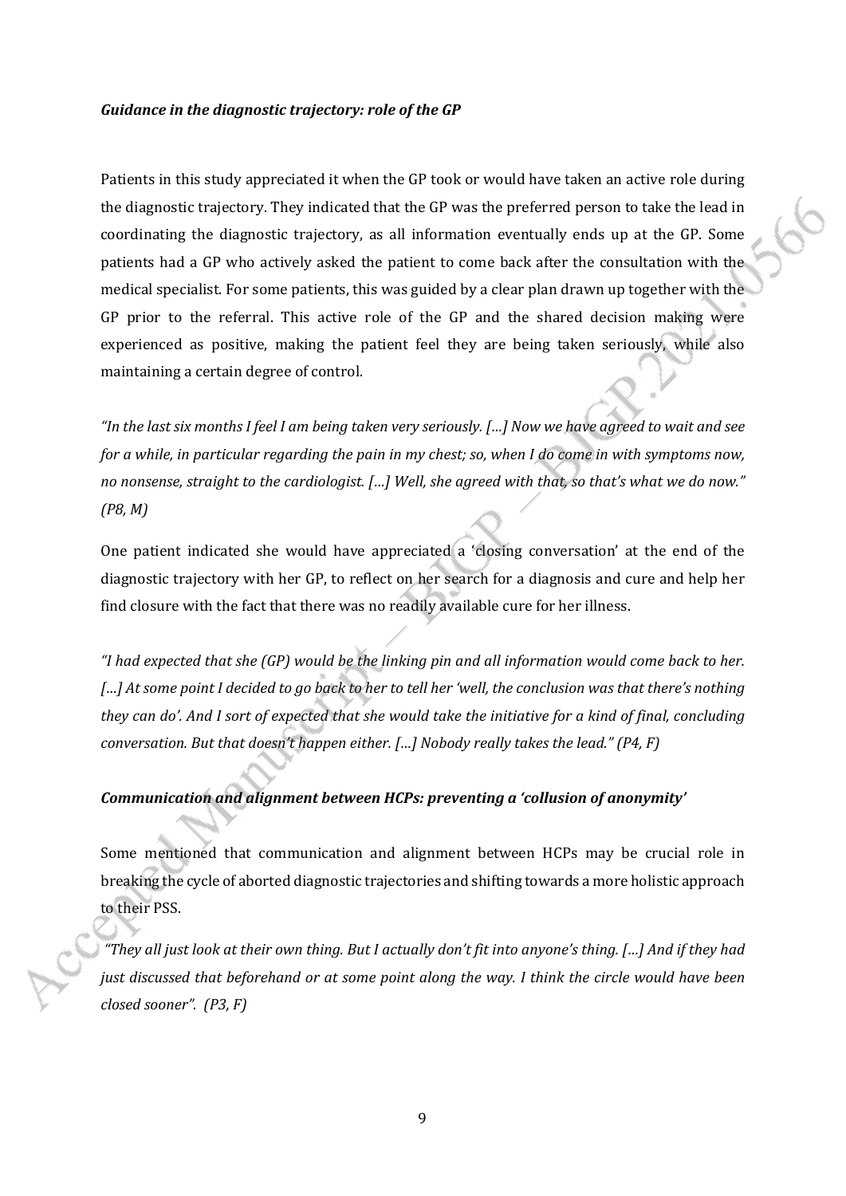### *Guidance in the diagnostic trajectory: role of the GP*

Patients in this study appreciated it when the GP took or would have taken an active role during the diagnostic trajectory. They indicated that the GP was the preferred person to take the lead in coordinating the diagnostic trajectory, as all information eventually ends up at the GP. Some patients had a GP who actively asked the patient to come back after the consultation with the medical specialist. For some patients, this was guided by a clear plan drawn up together with the GP prior to the referral. This active role of the GP and the shared decision making were experienced as positive, making the patient feel they are being taken seriously, while also maintaining a certain degree of control.

*"In the last six months I feel I am being taken very seriously. […] Now we have agreed to wait and see for a while, in particular regarding the pain in my chest; so, when I do come in with symptoms now, no nonsense, straight to the cardiologist. […] Well, she agreed with that, so that's what we do now." (P8, M)*

One patient indicated she would have appreciated a 'closing conversation' at the end of the diagnostic trajectory with her GP, to reflect on her search for a diagnosis and cure and help her find closure with the fact that there was no readily available cure for her illness.

*"I had expected that she (GP) would be the linking pin and all information would come back to her. […] At some point I decided to go back to her to tell her 'well, the conclusion was that there's nothing they can do'. And I sort of expected that she would take the initiative for a kind of final, concluding conversation. But that doesn't happen either. […] Nobody really takes the lead." (P4, F)*

### *Communication and alignment between HCPs: preventing a 'collusion of anonymity'*

Some mentioned that communication and alignment between HCPs may be crucial role in breaking the cycle of aborted diagnostic trajectories and shifting towards a more holistic approach to their PSS.

*"They all just look at their own thing. But I actually don't fit into anyone's thing. […] And if they had just discussed that beforehand or at some point along the way. I think the circle would have been closed sooner". (P3, F)*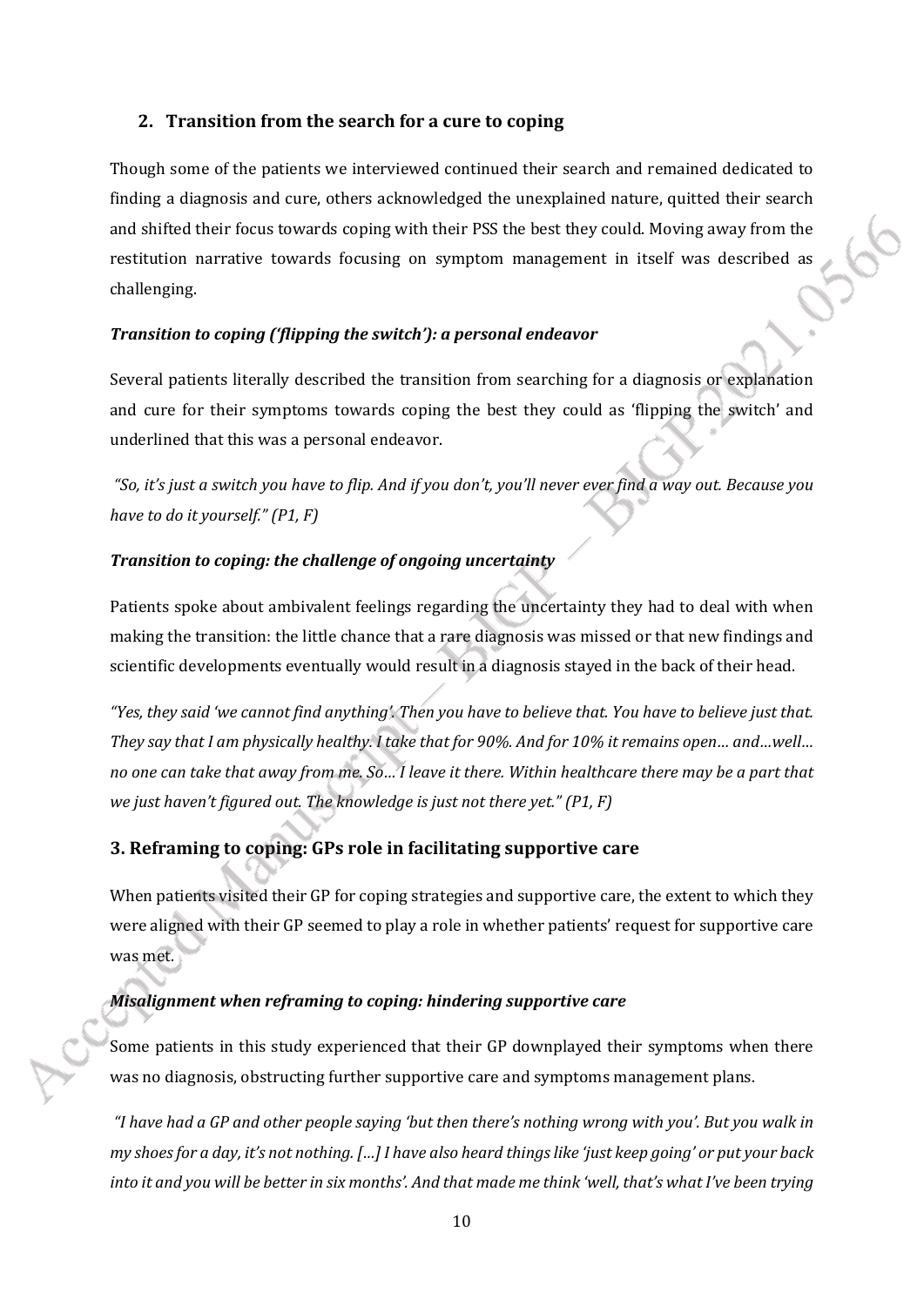## 2. Transition from the search for a cure to coping

Though some of the patients we interviewed continued their search and remained dedicated to finding a diagnosis and cure, others acknowledged the unexplained nature, quitted their search and shifted their focus towards coping with their PSS the best they could. Moving away from the restitution narrative towards focusing on symptom management in itself was described as challenging.

***Transition to coping ('flipping the switch'): a personal endeavor***

Several patients literally described the transition from searching for a diagnosis or explanation and cure for their symptoms towards coping the best they could as 'flipping the switch' and underlined that this was a personal endeavor.

*"So, it's just a switch you have to flip. And if you don't, you'll never ever find a way out. Because you have to do it yourself." (P1, F)*

***Transition to coping: the challenge of ongoing uncertainty***

Patients spoke about ambivalent feelings regarding the uncertainty they had to deal with when making the transition: the little chance that a rare diagnosis was missed or that new findings and scientific developments eventually would result in a diagnosis stayed in the back of their head.

*"Yes, they said 'we cannot find anything'. Then you have to believe that. You have to believe just that. They say that I am physically healthy. I take that for 90%. And for 10% it remains open… and…well… no one can take that away from me. So… I leave it there. Within healthcare there may be a part that we just haven't figured out. The knowledge is just not there yet." (P1, F)*

## 3. Reframing to coping: GPs role in facilitating supportive care

When patients visited their GP for coping strategies and supportive care, the extent to which they were aligned with their GP seemed to play a role in whether patients' request for supportive care was met.

***Misalignment when reframing to coping: hindering supportive care***

Some patients in this study experienced that their GP downplayed their symptoms when there was no diagnosis, obstructing further supportive care and symptoms management plans.

*"I have had a GP and other people saying 'but then there's nothing wrong with you'. But you walk in my shoes for a day, it's not nothing. […] I have also heard things like 'just keep going' or put your back into it and you will be better in six months'. And that made me think 'well, that's what I've been trying*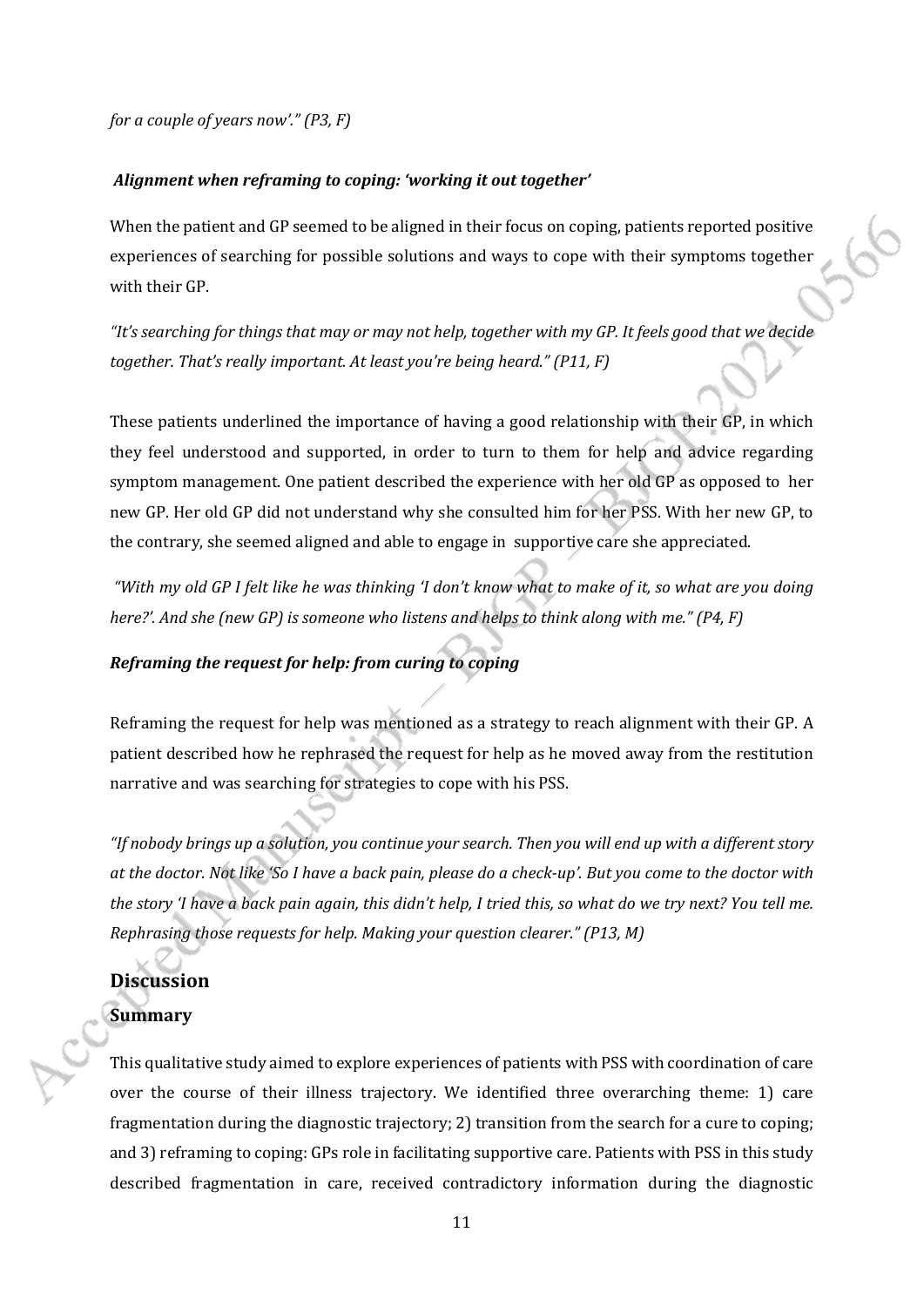*for a couple of years now'." (P3, F)*

### *Alignment when reframing to coping: 'working it out together'*

When the patient and GP seemed to be aligned in their focus on coping, patients reported positive experiences of searching for possible solutions and ways to cope with their symptoms together with their GP.

*"It's searching for things that may or may not help, together with my GP. It feels good that we decide together. That's really important. At least you're being heard." (P11, F)*

These patients underlined the importance of having a good relationship with their GP, in which they feel understood and supported, in order to turn to them for help and advice regarding symptom management. One patient described the experience with her old GP as opposed to her new GP. Her old GP did not understand why she consulted him for her PSS. With her new GP, to the contrary, she seemed aligned and able to engage in supportive care she appreciated.

*"With my old GP I felt like he was thinking 'I don't know what to make of it, so what are you doing here?'. And she (new GP) is someone who listens and helps to think along with me." (P4, F)*

### *Reframing the request for help: from curing to coping*

Reframing the request for help was mentioned as a strategy to reach alignment with their GP. A patient described how he rephrased the request for help as he moved away from the restitution narrative and was searching for strategies to cope with his PSS.

*"If nobody brings up a solution, you continue your search. Then you will end up with a different story at the doctor. Not like 'So I have a back pain, please do a check-up'. But you come to the doctor with the story 'I have a back pain again, this didn't help, I tried this, so what do we try next? You tell me. Rephrasing those requests for help. Making your question clearer." (P13, M)*

## Discussion

### Summary

This qualitative study aimed to explore experiences of patients with PSS with coordination of care over the course of their illness trajectory. We identified three overarching theme: 1) care fragmentation during the diagnostic trajectory; 2) transition from the search for a cure to coping; and 3) reframing to coping: GPs role in facilitating supportive care. Patients with PSS in this study described fragmentation in care, received contradictory information during the diagnostic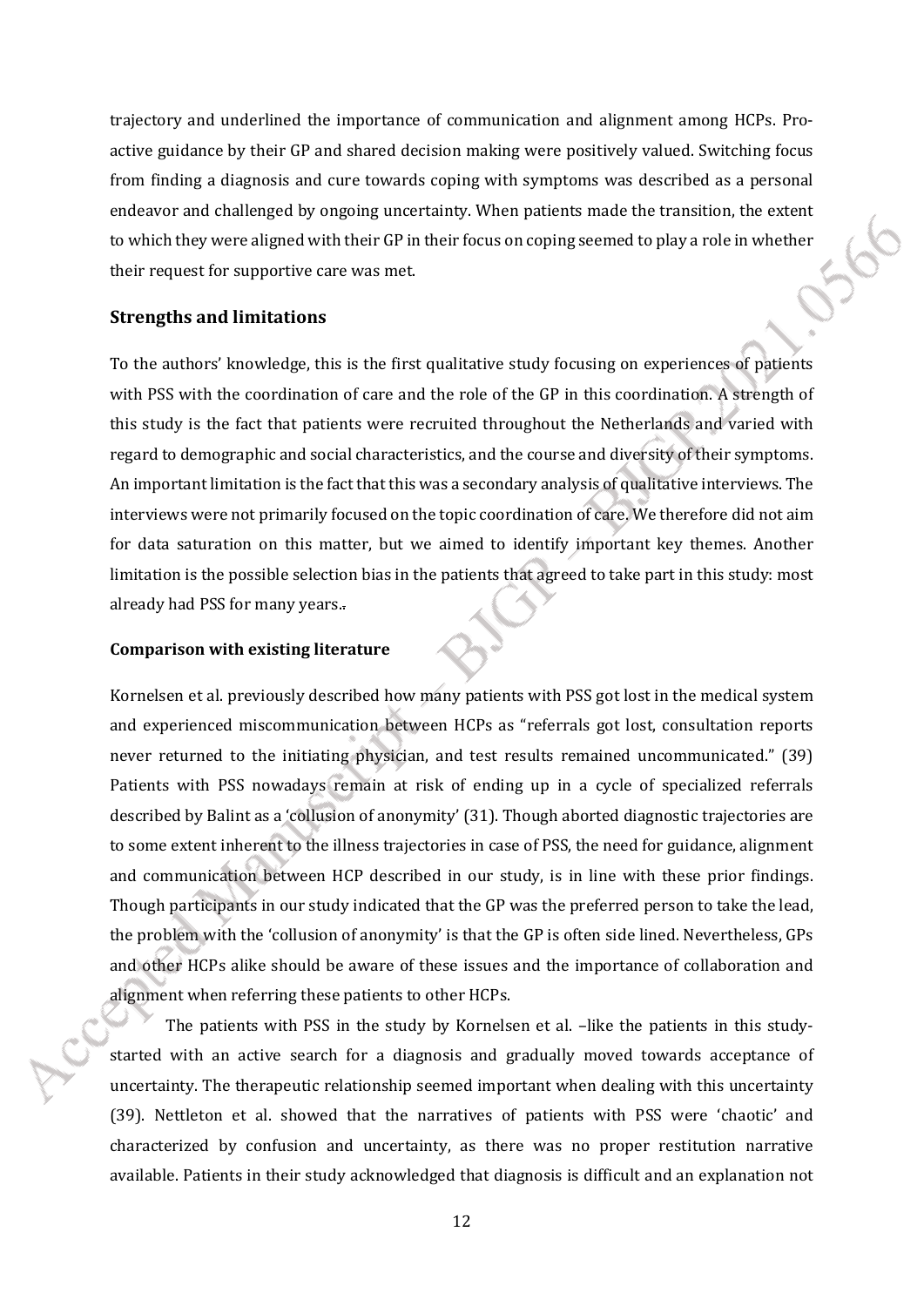trajectory and underlined the importance of communication and alignment among HCPs. Pro-active guidance by their GP and shared decision making were positively valued. Switching focus from finding a diagnosis and cure towards coping with symptoms was described as a personal endeavor and challenged by ongoing uncertainty. When patients made the transition, the extent to which they were aligned with their GP in their focus on coping seemed to play a role in whether their request for supportive care was met.

## Strengths and limitations

To the authors' knowledge, this is the first qualitative study focusing on experiences of patients with PSS with the coordination of care and the role of the GP in this coordination. A strength of this study is the fact that patients were recruited throughout the Netherlands and varied with regard to demographic and social characteristics, and the course and diversity of their symptoms. An important limitation is the fact that this was a secondary analysis of qualitative interviews. The interviews were not primarily focused on the topic coordination of care. We therefore did not aim for data saturation on this matter, but we aimed to identify important key themes. Another limitation is the possible selection bias in the patients that agreed to take part in this study: most already had PSS for many years..

### Comparison with existing literature

Kornelsen et al. previously described how many patients with PSS got lost in the medical system and experienced miscommunication between HCPs as "referrals got lost, consultation reports never returned to the initiating physician, and test results remained uncommunicated." (39) Patients with PSS nowadays remain at risk of ending up in a cycle of specialized referrals described by Balint as a 'collusion of anonymity' (31). Though aborted diagnostic trajectories are to some extent inherent to the illness trajectories in case of PSS, the need for guidance, alignment and communication between HCP described in our study, is in line with these prior findings. Though participants in our study indicated that the GP was the preferred person to take the lead, the problem with the 'collusion of anonymity' is that the GP is often side lined. Nevertheless, GPs and other HCPs alike should be aware of these issues and the importance of collaboration and alignment when referring these patients to other HCPs.

The patients with PSS in the study by Kornelsen et al. –like the patients in this study-started with an active search for a diagnosis and gradually moved towards acceptance of uncertainty. The therapeutic relationship seemed important when dealing with this uncertainty (39). Nettleton et al. showed that the narratives of patients with PSS were 'chaotic' and characterized by confusion and uncertainty, as there was no proper restitution narrative available. Patients in their study acknowledged that diagnosis is difficult and an explanation not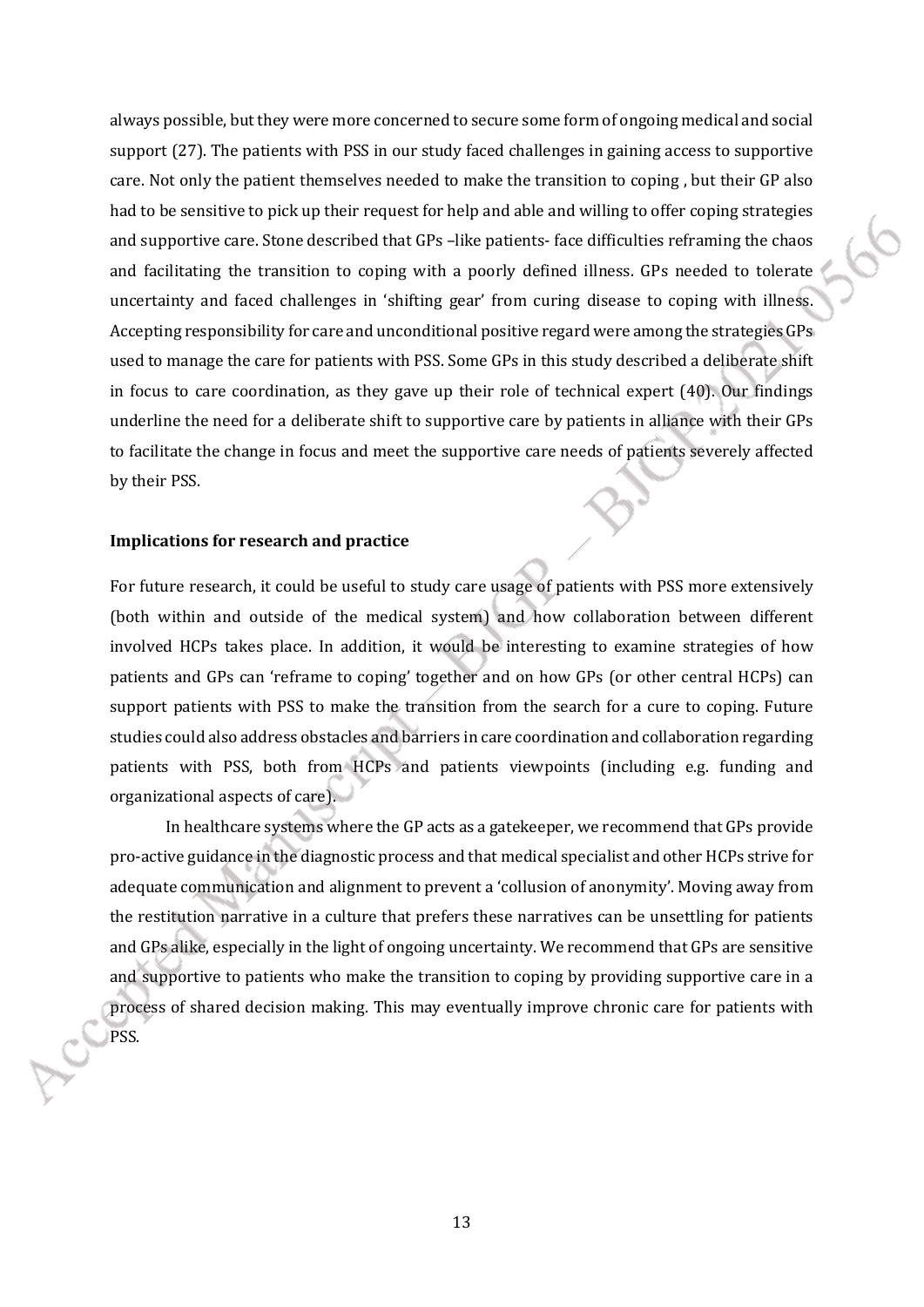always possible, but they were more concerned to secure some form of ongoing medical and social support (27). The patients with PSS in our study faced challenges in gaining access to supportive care. Not only the patient themselves needed to make the transition to coping , but their GP also had to be sensitive to pick up their request for help and able and willing to offer coping strategies and supportive care. Stone described that GPs –like patients- face difficulties reframing the chaos and facilitating the transition to coping with a poorly defined illness. GPs needed to tolerate uncertainty and faced challenges in 'shifting gear' from curing disease to coping with illness. Accepting responsibility for care and unconditional positive regard were among the strategies GPs used to manage the care for patients with PSS. Some GPs in this study described a deliberate shift in focus to care coordination, as they gave up their role of technical expert (40). Our findings underline the need for a deliberate shift to supportive care by patients in alliance with their GPs to facilitate the change in focus and meet the supportive care needs of patients severely affected by their PSS.

**Implications for research and practice**

For future research, it could be useful to study care usage of patients with PSS more extensively (both within and outside of the medical system) and how collaboration between different involved HCPs takes place. In addition, it would be interesting to examine strategies of how patients and GPs can 'reframe to coping' together and on how GPs (or other central HCPs) can support patients with PSS to make the transition from the search for a cure to coping. Future studies could also address obstacles and barriers in care coordination and collaboration regarding patients with PSS, both from HCPs and patients viewpoints (including e.g. funding and organizational aspects of care).

In healthcare systems where the GP acts as a gatekeeper, we recommend that GPs provide pro-active guidance in the diagnostic process and that medical specialist and other HCPs strive for adequate communication and alignment to prevent a 'collusion of anonymity'. Moving away from the restitution narrative in a culture that prefers these narratives can be unsettling for patients and GPs alike, especially in the light of ongoing uncertainty. We recommend that GPs are sensitive and supportive to patients who make the transition to coping by providing supportive care in a process of shared decision making. This may eventually improve chronic care for patients with PSS.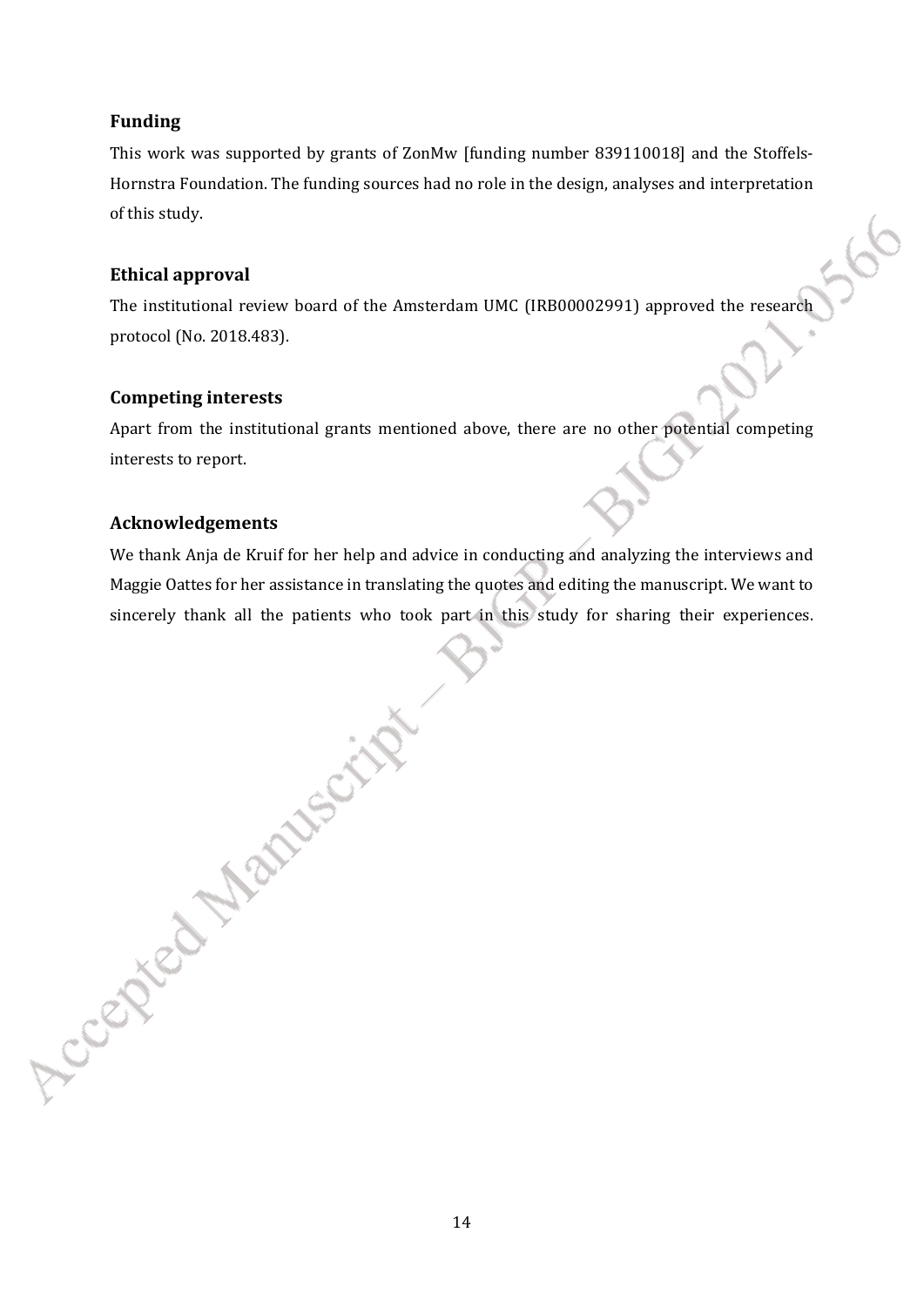## Funding

This work was supported by grants of ZonMw [funding number 839110018] and the Stoffels-Hornstra Foundation. The funding sources had no role in the design, analyses and interpretation of this study.

## Ethical approval

The institutional review board of the Amsterdam UMC (IRB00002991) approved the research protocol (No. 2018.483).

## Competing interests

Apart from the institutional grants mentioned above, there are no other potential competing interests to report.

## Acknowledgements

We thank Anja de Kruif for her help and advice in conducting and analyzing the interviews and Maggie Oattes for her assistance in translating the quotes and editing the manuscript. We want to sincerely thank all the patients who took part in this study for sharing their experiences.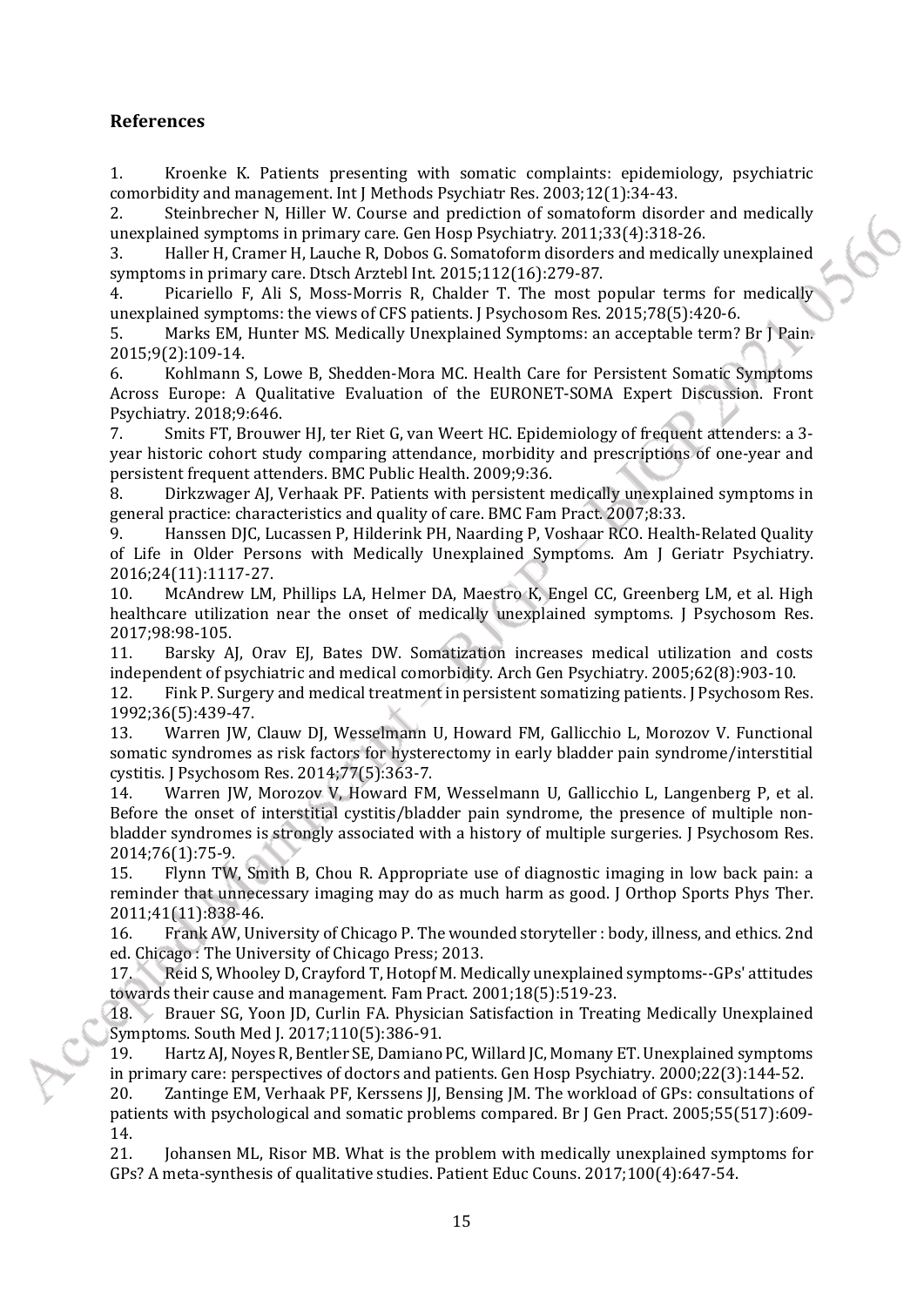## References

1. Kroenke K. Patients presenting with somatic complaints: epidemiology, psychiatric comorbidity and management. Int J Methods Psychiatr Res. 2003;12(1):34-43.
2. Steinbrecher N, Hiller W. Course and prediction of somatoform disorder and medically unexplained symptoms in primary care. Gen Hosp Psychiatry. 2011;33(4):318-26.
3. Haller H, Cramer H, Lauche R, Dobos G. Somatoform disorders and medically unexplained symptoms in primary care. Dtsch Arztebl Int. 2015;112(16):279-87.
4. Picariello F, Ali S, Moss-Morris R, Chalder T. The most popular terms for medically unexplained symptoms: the views of CFS patients. J Psychosom Res. 2015;78(5):420-6.
5. Marks EM, Hunter MS. Medically Unexplained Symptoms: an acceptable term? Br J Pain. 2015;9(2):109-14.
6. Kohlmann S, Lowe B, Shedden-Mora MC. Health Care for Persistent Somatic Symptoms Across Europe: A Qualitative Evaluation of the EURONET-SOMA Expert Discussion. Front Psychiatry. 2018;9:646.
7. Smits FT, Brouwer HJ, ter Riet G, van Weert HC. Epidemiology of frequent attenders: a 3-year historic cohort study comparing attendance, morbidity and prescriptions of one-year and persistent frequent attenders. BMC Public Health. 2009;9:36.
8. Dirkzwager AJ, Verhaak PF. Patients with persistent medically unexplained symptoms in general practice: characteristics and quality of care. BMC Fam Pract. 2007;8:33.
9. Hanssen DJC, Lucassen P, Hilderink PH, Naarding P, Voshaar RCO. Health-Related Quality of Life in Older Persons with Medically Unexplained Symptoms. Am J Geriatr Psychiatry. 2016;24(11):1117-27.
10. McAndrew LM, Phillips LA, Helmer DA, Maestro K, Engel CC, Greenberg LM, et al. High healthcare utilization near the onset of medically unexplained symptoms. J Psychosom Res. 2017;98:98-105.
11. Barsky AJ, Orav EJ, Bates DW. Somatization increases medical utilization and costs independent of psychiatric and medical comorbidity. Arch Gen Psychiatry. 2005;62(8):903-10.
12. Fink P. Surgery and medical treatment in persistent somatizing patients. J Psychosom Res. 1992;36(5):439-47.
13. Warren JW, Clauw DJ, Wesselmann U, Howard FM, Gallicchio L, Morozov V. Functional somatic syndromes as risk factors for hysterectomy in early bladder pain syndrome/interstitial cystitis. J Psychosom Res. 2014;77(5):363-7.
14. Warren JW, Morozov V, Howard FM, Wesselmann U, Gallicchio L, Langenberg P, et al. Before the onset of interstitial cystitis/bladder pain syndrome, the presence of multiple non-bladder syndromes is strongly associated with a history of multiple surgeries. J Psychosom Res. 2014;76(1):75-9.
15. Flynn TW, Smith B, Chou R. Appropriate use of diagnostic imaging in low back pain: a reminder that unnecessary imaging may do as much harm as good. J Orthop Sports Phys Ther. 2011;41(11):838-46.
16. Frank AW, University of Chicago P. The wounded storyteller : body, illness, and ethics. 2nd ed. Chicago : The University of Chicago Press; 2013.
17. Reid S, Whooley D, Crayford T, Hotopf M. Medically unexplained symptoms--GPs' attitudes towards their cause and management. Fam Pract. 2001;18(5):519-23.
18. Brauer SG, Yoon JD, Curlin FA. Physician Satisfaction in Treating Medically Unexplained Symptoms. South Med J. 2017;110(5):386-91.
19. Hartz AJ, Noyes R, Bentler SE, Damiano PC, Willard JC, Momany ET. Unexplained symptoms in primary care: perspectives of doctors and patients. Gen Hosp Psychiatry. 2000;22(3):144-52.
20. Zantinge EM, Verhaak PF, Kerssens JJ, Bensing JM. The workload of GPs: consultations of patients with psychological and somatic problems compared. Br J Gen Pract. 2005;55(517):609-14.
21. Johansen ML, Risor MB. What is the problem with medically unexplained symptoms for GPs? A meta-synthesis of qualitative studies. Patient Educ Couns. 2017;100(4):647-54.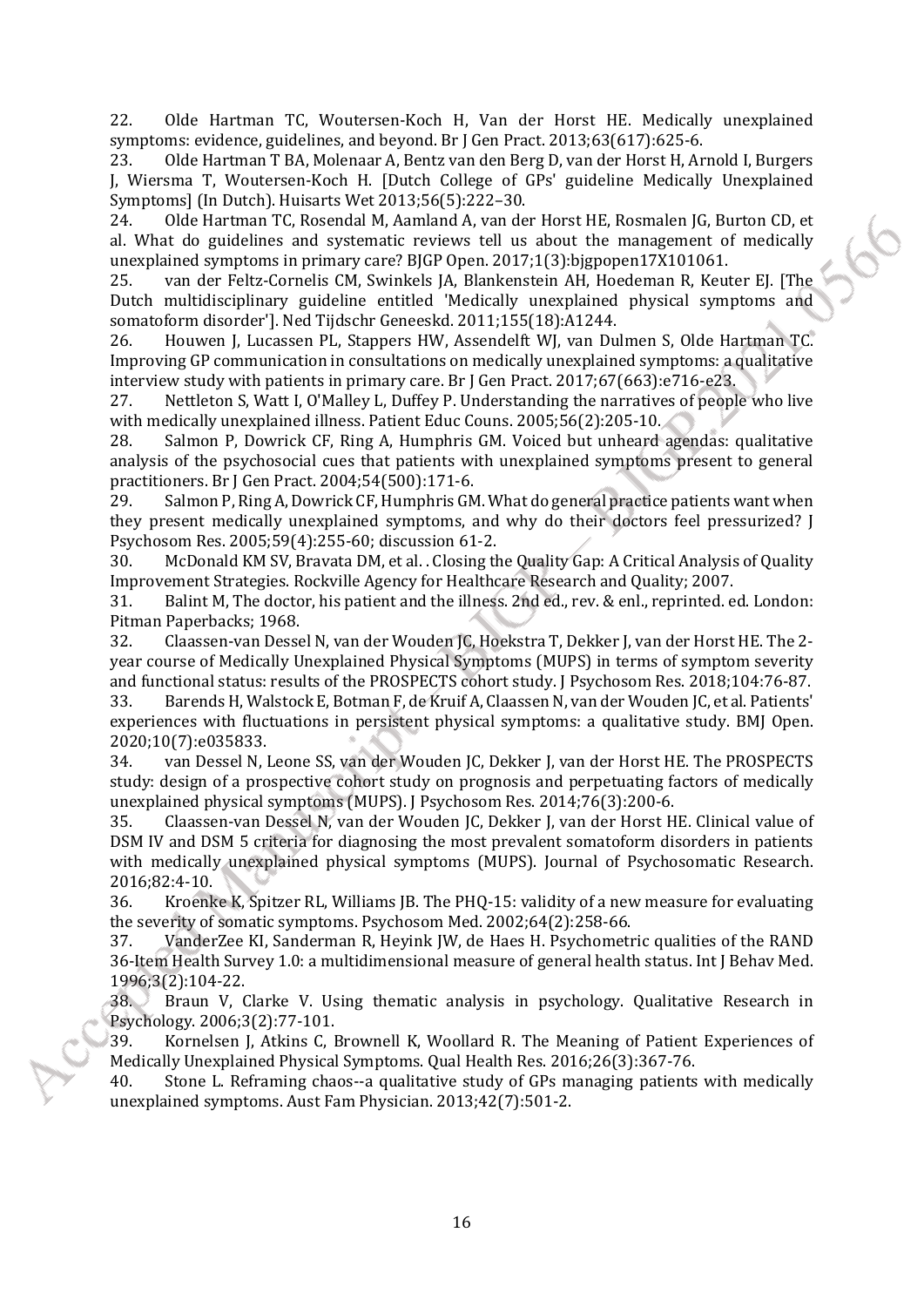22. Olde Hartman TC, Woutersen-Koch H, Van der Horst HE. Medically unexplained symptoms: evidence, guidelines, and beyond. Br J Gen Pract. 2013;63(617):625-6.
23. Olde Hartman T BA, Molenaar A, Bentz van den Berg D, van der Horst H, Arnold I, Burgers J, Wiersma T, Woutersen-Koch H. [Dutch College of GPs' guideline Medically Unexplained Symptoms] (In Dutch). Huisarts Wet 2013;56(5):222–30.
24. Olde Hartman TC, Rosendal M, Aamland A, van der Horst HE, Rosmalen JG, Burton CD, et al. What do guidelines and systematic reviews tell us about the management of medically unexplained symptoms in primary care? BJGP Open. 2017;1(3):bjgpopen17X101061.
25. van der Feltz-Cornelis CM, Swinkels JA, Blankenstein AH, Hoedeman R, Keuter EJ. [The Dutch multidisciplinary guideline entitled 'Medically unexplained physical symptoms and somatoform disorder']. Ned Tijdschr Geneeskd. 2011;155(18):A1244.
26. Houwen J, Lucassen PL, Stappers HW, Assendelft WJ, van Dulmen S, Olde Hartman TC. Improving GP communication in consultations on medically unexplained symptoms: a qualitative interview study with patients in primary care. Br J Gen Pract. 2017;67(663):e716-e23.
27. Nettleton S, Watt I, O'Malley L, Duffey P. Understanding the narratives of people who live with medically unexplained illness. Patient Educ Couns. 2005;56(2):205-10.
28. Salmon P, Dowrick CF, Ring A, Humphris GM. Voiced but unheard agendas: qualitative analysis of the psychosocial cues that patients with unexplained symptoms present to general practitioners. Br J Gen Pract. 2004;54(500):171-6.
29. Salmon P, Ring A, Dowrick CF, Humphris GM. What do general practice patients want when they present medically unexplained symptoms, and why do their doctors feel pressurized? J Psychosom Res. 2005;59(4):255-60; discussion 61-2.
30. McDonald KM SV, Bravata DM, et al. . Closing the Quality Gap: A Critical Analysis of Quality Improvement Strategies. Rockville Agency for Healthcare Research and Quality; 2007.
31. Balint M, The doctor, his patient and the illness. 2nd ed., rev. & enl., reprinted. ed. London: Pitman Paperbacks; 1968.
32. Claassen-van Dessel N, van der Wouden JC, Hoekstra T, Dekker J, van der Horst HE. The 2-year course of Medically Unexplained Physical Symptoms (MUPS) in terms of symptom severity and functional status: results of the PROSPECTS cohort study. J Psychosom Res. 2018;104:76-87.
33. Barends H, Walstock E, Botman F, de Kruif A, Claassen N, van der Wouden JC, et al. Patients' experiences with fluctuations in persistent physical symptoms: a qualitative study. BMJ Open. 2020;10(7):e035833.
34. van Dessel N, Leone SS, van der Wouden JC, Dekker J, van der Horst HE. The PROSPECTS study: design of a prospective cohort study on prognosis and perpetuating factors of medically unexplained physical symptoms (MUPS). J Psychosom Res. 2014;76(3):200-6.
35. Claassen-van Dessel N, van der Wouden JC, Dekker J, van der Horst HE. Clinical value of DSM IV and DSM 5 criteria for diagnosing the most prevalent somatoform disorders in patients with medically unexplained physical symptoms (MUPS). Journal of Psychosomatic Research. 2016;82:4-10.
36. Kroenke K, Spitzer RL, Williams JB. The PHQ-15: validity of a new measure for evaluating the severity of somatic symptoms. Psychosom Med. 2002;64(2):258-66.
37. VanderZee KI, Sanderman R, Heyink JW, de Haes H. Psychometric qualities of the RAND 36-Item Health Survey 1.0: a multidimensional measure of general health status. Int J Behav Med. 1996;3(2):104-22.
38. Braun V, Clarke V. Using thematic analysis in psychology. Qualitative Research in Psychology. 2006;3(2):77-101.
39. Kornelsen J, Atkins C, Brownell K, Woollard R. The Meaning of Patient Experiences of Medically Unexplained Physical Symptoms. Qual Health Res. 2016;26(3):367-76.
40. Stone L. Reframing chaos--a qualitative study of GPs managing patients with medically unexplained symptoms. Aust Fam Physician. 2013;42(7):501-2.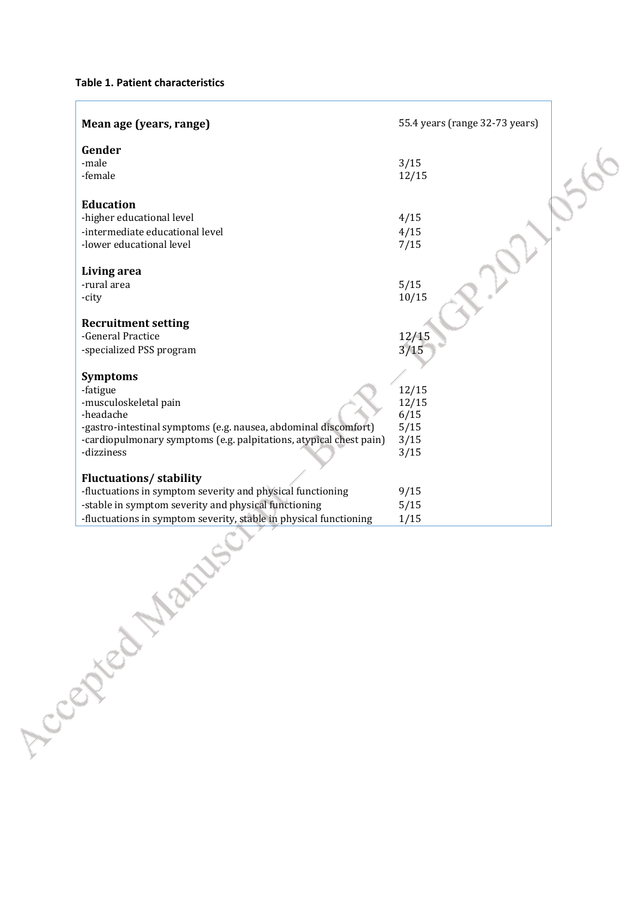**Table 1. Patient characteristics**

| | |
|---|---|
| **Mean age (years, range)** | 55.4 years (range 32-73 years) |
| **Gender** | |
| -male | 3/15 |
| -female | 12/15 |
| **Education** | |
| -higher educational level | 4/15 |
| -intermediate educational level | 4/15 |
| -lower educational level | 7/15 |
| **Living area** | |
| -rural area | 5/15 |
| -city | 10/15 |
| **Recruitment setting** | |
| -General Practice | 12/15 |
| -specialized PSS program | 3/15 |
| **Symptoms** | |
| -fatigue | 12/15 |
| -musculoskeletal pain | 12/15 |
| -headache | 6/15 |
| -gastro-intestinal symptoms (e.g. nausea, abdominal discomfort) | 5/15 |
| -cardiopulmonary symptoms (e.g. palpitations, atypical chest pain) | 3/15 |
| -dizziness | 3/15 |
| **Fluctuations/ stability** | |
| -fluctuations in symptom severity and physical functioning | 9/15 |
| -stable in symptom severity and physical functioning | 5/15 |
| -fluctuations in symptom severity, stable in physical functioning | 1/15 |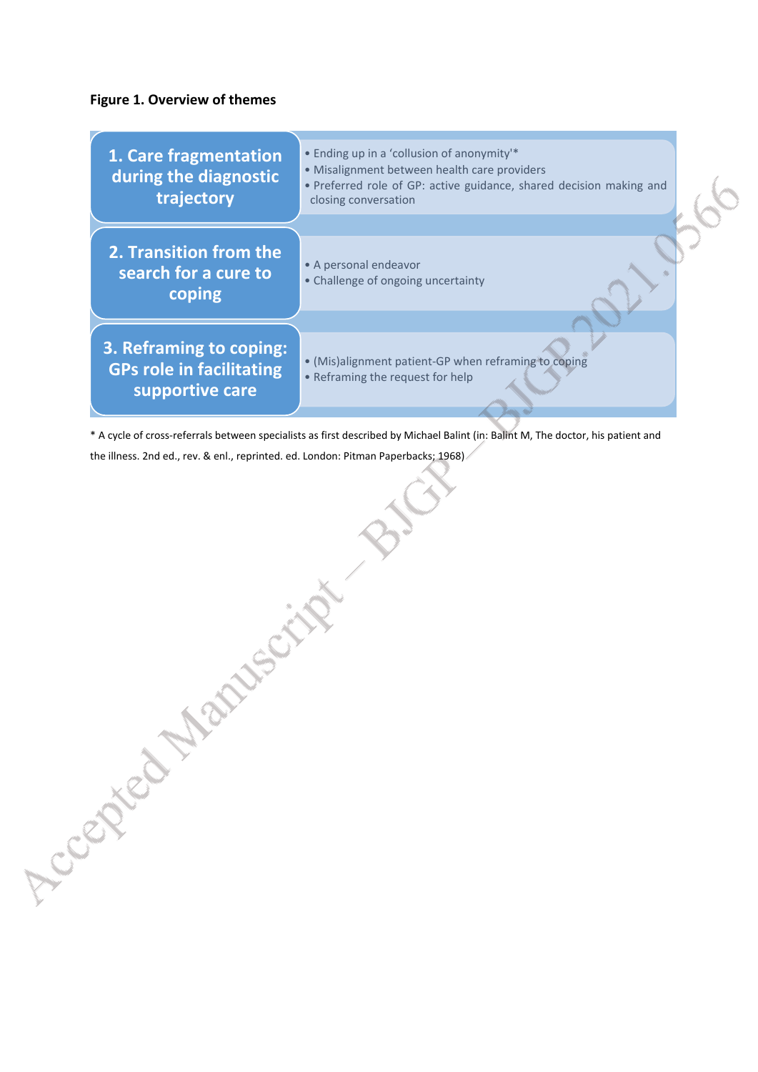**Figure 1. Overview of themes**

**1. Care fragmentation during the diagnostic trajectory**

- Ending up in a 'collusion of anonymity'*
- Misalignment between health care providers
- Preferred role of GP: active guidance, shared decision making and closing conversation

**2. Transition from the search for a cure to coping**

- A personal endeavor
- Challenge of ongoing uncertainty

**3. Reframing to coping: GPs role in facilitating supportive care**

- (Mis)alignment patient-GP when reframing to coping
- Reframing the request for help

* A cycle of cross-referrals between specialists as first described by Michael Balint (in: Balint M, The doctor, his patient and the illness. 2nd ed., rev. & enl., reprinted. ed. London: Pitman Paperbacks; 1968)